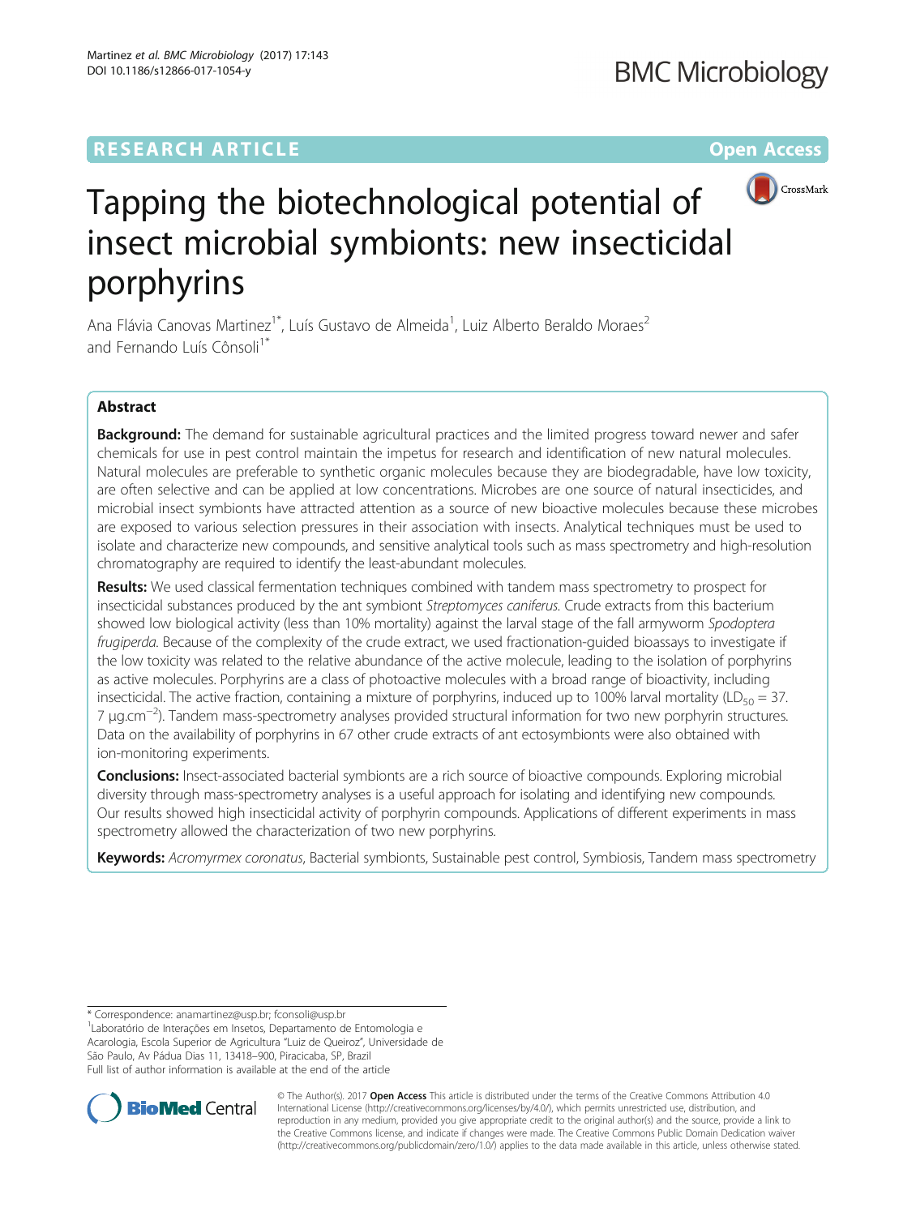RESEARCH ARTICLE

Open Access

# Tapping the biotechnological potential of insect microbial symbionts: new insecticidal porphyrins

Ana Flávia Canovas Martinez[1*], Luís Gustavo de Almeida[1], Luiz Alberto Beraldo Moraes[2] and Fernando Luís Cônsoli[1*]

## Abstract

**Background:** The demand for sustainable agricultural practices and the limited progress toward newer and safer chemicals for use in pest control maintain the impetus for research and identification of new natural molecules. Natural molecules are preferable to synthetic organic molecules because they are biodegradable, have low toxicity, are often selective and can be applied at low concentrations. Microbes are one source of natural insecticides, and microbial insect symbionts have attracted attention as a source of new bioactive molecules because these microbes are exposed to various selection pressures in their association with insects. Analytical techniques must be used to isolate and characterize new compounds, and sensitive analytical tools such as mass spectrometry and high-resolution chromatography are required to identify the least-abundant molecules.

**Results:** We used classical fermentation techniques combined with tandem mass spectrometry to prospect for insecticidal substances produced by the ant symbiont *Streptomyces caniferus*. Crude extracts from this bacterium showed low biological activity (less than 10% mortality) against the larval stage of the fall armyworm *Spodoptera frugiperda*. Because of the complexity of the crude extract, we used fractionation-guided bioassays to investigate if the low toxicity was related to the relative abundance of the active molecule, leading to the isolation of porphyrins as active molecules. Porphyrins are a class of photoactive molecules with a broad range of bioactivity, including insecticidal. The active fraction, containing a mixture of porphyrins, induced up to 100% larval mortality ($LD_{50}$ = 37.7 μg.cm$^{-2}$). Tandem mass-spectrometry analyses provided structural information for two new porphyrin structures. Data on the availability of porphyrins in 67 other crude extracts of ant ectosymbionts were also obtained with ion-monitoring experiments.

**Conclusions:** Insect-associated bacterial symbionts are a rich source of bioactive compounds. Exploring microbial diversity through mass-spectrometry analyses is a useful approach for isolating and identifying new compounds. Our results showed high insecticidal activity of porphyrin compounds. Applications of different experiments in mass spectrometry allowed the characterization of two new porphyrins.

**Keywords:** *Acromyrmex coronatus*, Bacterial symbionts, Sustainable pest control, Symbiosis, Tandem mass spectrometry

---

* Correspondence: anamartinez@usp.br; fconsoli@usp.br
[1]Laboratório de Interações em Insetos, Departamento de Entomologia e Acarologia, Escola Superior de Agricultura "Luiz de Queiroz", Universidade de São Paulo, Av Pádua Dias 11, 13418–900, Piracicaba, SP, Brazil
Full list of author information is available at the end of the article

© The Author(s). 2017 **Open Access** This article is distributed under the terms of the Creative Commons Attribution 4.0 International License (http://creativecommons.org/licenses/by/4.0/), which permits unrestricted use, distribution, and reproduction in any medium, provided you give appropriate credit to the original author(s) and the source, provide a link to the Creative Commons license, and indicate if changes were made. The Creative Commons Public Domain Dedication waiver (http://creativecommons.org/publicdomain/zero/1.0/) applies to the data made available in this article, unless otherwise stated.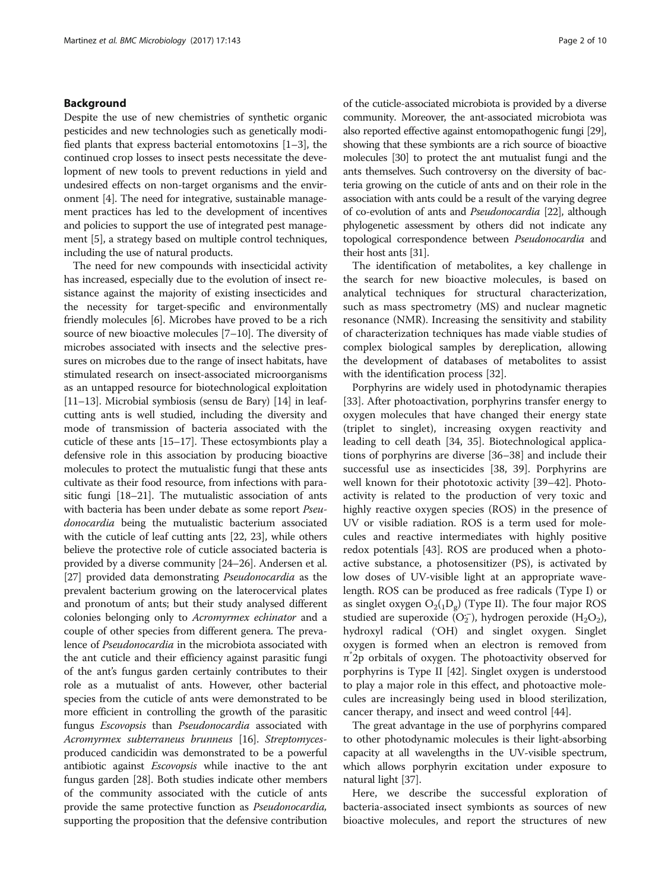## Background

Despite the use of new chemistries of synthetic organic pesticides and new technologies such as genetically modified plants that express bacterial entomotoxins [1–3], the continued crop losses to insect pests necessitate the development of new tools to prevent reductions in yield and undesired effects on non-target organisms and the environment [4]. The need for integrative, sustainable management practices has led to the development of incentives and policies to support the use of integrated pest management [5], a strategy based on multiple control techniques, including the use of natural products.

The need for new compounds with insecticidal activity has increased, especially due to the evolution of insect resistance against the majority of existing insecticides and the necessity for target-specific and environmentally friendly molecules [6]. Microbes have proved to be a rich source of new bioactive molecules [7–10]. The diversity of microbes associated with insects and the selective pressures on microbes due to the range of insect habitats, have stimulated research on insect-associated microorganisms as an untapped resource for biotechnological exploitation [11–13]. Microbial symbiosis (sensu de Bary) [14] in leaf-cutting ants is well studied, including the diversity and mode of transmission of bacteria associated with the cuticle of these ants [15–17]. These ectosymbionts play a defensive role in this association by producing bioactive molecules to protect the mutualistic fungi that these ants cultivate as their food resource, from infections with parasitic fungi [18–21]. The mutualistic association of ants with bacteria has been under debate as some report *Pseudonocardia* being the mutualistic bacterium associated with the cuticle of leaf cutting ants [22, 23], while others believe the protective role of cuticle associated bacteria is provided by a diverse community [24–26]. Andersen et al. [27] provided data demonstrating *Pseudonocardia* as the prevalent bacterium growing on the laterocervical plates and pronotum of ants; but their study analysed different colonies belonging only to *Acromyrmex echinator* and a couple of other species from different genera. The prevalence of *Pseudonocardia* in the microbiota associated with the ant cuticle and their efficiency against parasitic fungi of the ant's fungus garden certainly contributes to their role as a mutualist of ants. However, other bacterial species from the cuticle of ants were demonstrated to be more efficient in controlling the growth of the parasitic fungus *Escovopsis* than *Pseudonocardia* associated with *Acromyrmex subterraneus brunneus* [16]. *Streptomyces*-produced candicidin was demonstrated to be a powerful antibiotic against *Escovopsis* while inactive to the ant fungus garden [28]. Both studies indicate other members of the community associated with the cuticle of ants provide the same protective function as *Pseudonocardia,* supporting the proposition that the defensive contribution of the cuticle-associated microbiota is provided by a diverse community. Moreover, the ant-associated microbiota was also reported effective against entomopathogenic fungi [29], showing that these symbionts are a rich source of bioactive molecules [30] to protect the ant mutualist fungi and the ants themselves. Such controversy on the diversity of bacteria growing on the cuticle of ants and on their role in the association with ants could be a result of the varying degree of co-evolution of ants and *Pseudonocardia* [22], although phylogenetic assessment by others did not indicate any topological correspondence between *Pseudonocardia* and their host ants [31].

The identification of metabolites, a key challenge in the search for new bioactive molecules, is based on analytical techniques for structural characterization, such as mass spectrometry (MS) and nuclear magnetic resonance (NMR). Increasing the sensitivity and stability of characterization techniques has made viable studies of complex biological samples by dereplication, allowing the development of databases of metabolites to assist with the identification process [32].

Porphyrins are widely used in photodynamic therapies [33]. After photoactivation, porphyrins transfer energy to oxygen molecules that have changed their energy state (triplet to singlet), increasing oxygen reactivity and leading to cell death [34, 35]. Biotechnological applications of porphyrins are diverse [36–38] and include their successful use as insecticides [38, 39]. Porphyrins are well known for their phototoxic activity [39–42]. Photoactivity is related to the production of very toxic and highly reactive oxygen species (ROS) in the presence of UV or visible radiation. ROS is a term used for molecules and reactive intermediates with highly positive redox potentials [43]. ROS are produced when a photoactive substance, a photosensitizer (PS), is activated by low doses of UV-visible light at an appropriate wavelength. ROS can be produced as free radicals (Type I) or as singlet oxygen $O_2(_1D_g)$ (Type II). The four major ROS studied are superoxide ($O_2^{\cdot-}$), hydrogen peroxide ($H_2O_2$), hydroxyl radical ($^{\cdot}OH$) and singlet oxygen. Singlet oxygen is formed when an electron is removed from $\pi^*2p$ orbitals of oxygen. The photoactivity observed for porphyrins is Type II [42]. Singlet oxygen is understood to play a major role in this effect, and photoactive molecules are increasingly being used in blood sterilization, cancer therapy, and insect and weed control [44].

The great advantage in the use of porphyrins compared to other photodynamic molecules is their light-absorbing capacity at all wavelengths in the UV-visible spectrum, which allows porphyrin excitation under exposure to natural light [37].

Here, we describe the successful exploration of bacteria-associated insect symbionts as sources of new bioactive molecules, and report the structures of new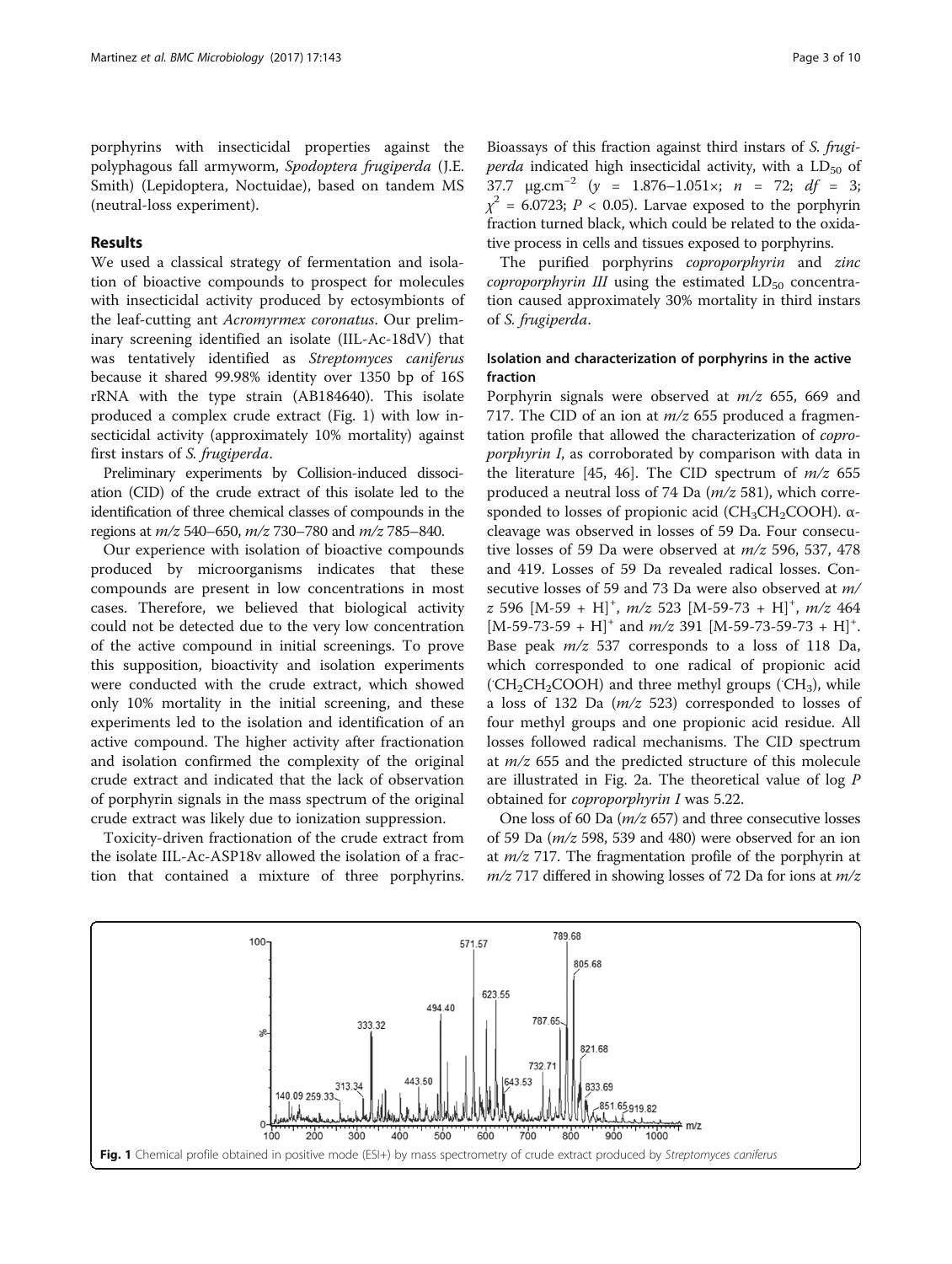porphyrins with insecticidal properties against the polyphagous fall armyworm, *Spodoptera frugiperda* (J.E. Smith) (Lepidoptera, Noctuidae), based on tandem MS (neutral-loss experiment).

## Results

We used a classical strategy of fermentation and isolation of bioactive compounds to prospect for molecules with insecticidal activity produced by ectosymbionts of the leaf-cutting ant *Acromyrmex coronatus*. Our preliminary screening identified an isolate (IIL-Ac-18dV) that was tentatively identified as *Streptomyces caniferus* because it shared 99.98% identity over 1350 bp of 16S rRNA with the type strain (AB184640). This isolate produced a complex crude extract (Fig. 1) with low insecticidal activity (approximately 10% mortality) against first instars of *S. frugiperda*.

Preliminary experiments by Collision-induced dissociation (CID) of the crude extract of this isolate led to the identification of three chemical classes of compounds in the regions at *m/z* 540–650, *m/z* 730–780 and *m/z* 785–840.

Our experience with isolation of bioactive compounds produced by microorganisms indicates that these compounds are present in low concentrations in most cases. Therefore, we believed that biological activity could not be detected due to the very low concentration of the active compound in initial screenings. To prove this supposition, bioactivity and isolation experiments were conducted with the crude extract, which showed only 10% mortality in the initial screening, and these experiments led to the isolation and identification of an active compound. The higher activity after fractionation and isolation confirmed the complexity of the original crude extract and indicated that the lack of observation of porphyrin signals in the mass spectrum of the original crude extract was likely due to ionization suppression.

Toxicity-driven fractionation of the crude extract from the isolate IIL-Ac-ASP18v allowed the isolation of a fraction that contained a mixture of three porphyrins. Bioassays of this fraction against third instars of *S. frugiperda* indicated high insecticidal activity, with a $LD_{50}$ of 37.7 $\mu g.cm^{-2}$ ($y$ = 1.876–1.051×; $n$ = 72; $df$ = 3; $\chi^2$ = 6.0723; $P < 0.05$). Larvae exposed to the porphyrin fraction turned black, which could be related to the oxidative process in cells and tissues exposed to porphyrins.

The purified porphyrins *coproporphyrin* and *zinc coproporphyrin III* using the estimated $LD_{50}$ concentration caused approximately 30% mortality in third instars of *S. frugiperda*.

### Isolation and characterization of porphyrins in the active fraction

Porphyrin signals were observed at *m/z* 655, 669 and 717. The CID of an ion at *m/z* 655 produced a fragmentation profile that allowed the characterization of *coproporphyrin I*, as corroborated by comparison with data in the literature [45, 46]. The CID spectrum of *m/z* 655 produced a neutral loss of 74 Da (*m/z* 581), which corresponded to losses of propionic acid ($CH_3CH_2COOH$). α-cleavage was observed in losses of 59 Da. Four consecutive losses of 59 Da were observed at *m/z* 596, 537, 478 and 419. Losses of 59 Da revealed radical losses. Consecutive losses of 59 and 73 Da were also observed at *m/z* 596 $[M\text{-}59 + H]^+$, *m/z* 523 $[M\text{-}59\text{-}73 + H]^+$, *m/z* 464 $[M\text{-}59\text{-}73\text{-}59 + H]^+$ and *m/z* 391 $[M\text{-}59\text{-}73\text{-}59\text{-}73 + H]^+$. Base peak *m/z* 537 corresponds to a loss of 118 Da, which corresponded to one radical of propionic acid ($^{\cdot}CH_2CH_2COOH$) and three methyl groups ($^{\cdot}CH_3$), while a loss of 132 Da (*m/z* 523) corresponded to losses of four methyl groups and one propionic acid residue. All losses followed radical mechanisms. The CID spectrum at *m/z* 655 and the predicted structure of this molecule are illustrated in Fig. 2a. The theoretical value of log *P* obtained for *coproporphyrin I* was 5.22.

One loss of 60 Da (*m/z* 657) and three consecutive losses of 59 Da (*m/z* 598, 539 and 480) were observed for an ion at *m/z* 717. The fragmentation profile of the porphyrin at *m/z* 717 differed in showing losses of 72 Da for ions at *m/z*

**Fig. 1** Chemical profile obtained in positive mode (ESI+) by mass spectrometry of crude extract produced by *Streptomyces caniferus*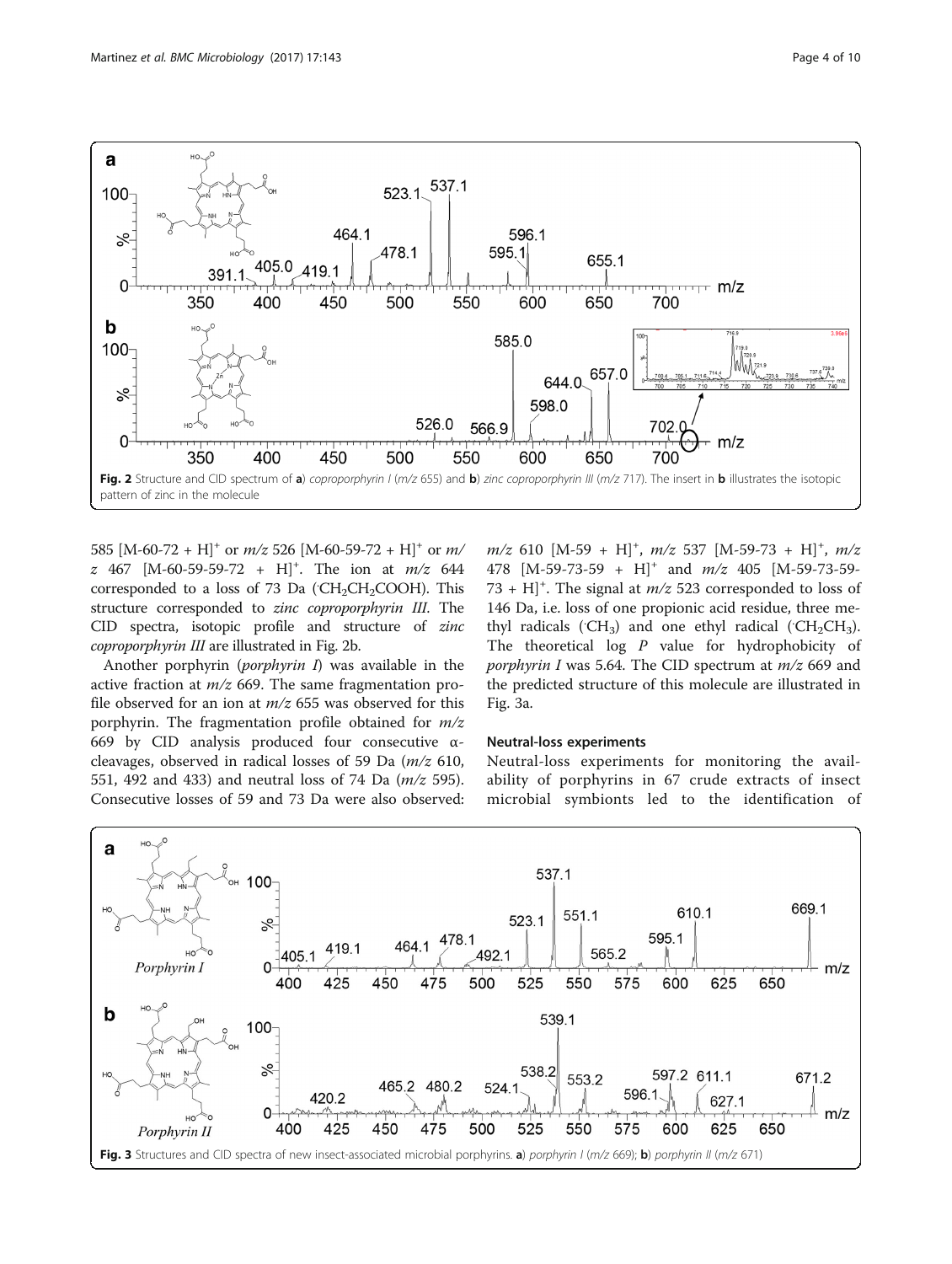Fig. 2 Structure and CID spectrum of **a**) *coproporphyrin I* (*m/z* 655) and **b**) *zinc coproporphyrin III* (*m/z* 717). The insert in **b** illustrates the isotopic pattern of zinc in the molecule

585 $[M-60-72 + H]^+$ or *m/z* 526 $[M-60-59-72 + H]^+$ or *m/z* 467 $[M-60-59-59-72 + H]^+$. The ion at *m/z* 644 corresponded to a loss of 73 Da ($^{\cdot}CH_2CH_2COOH$). This structure corresponded to *zinc coproporphyrin III*. The CID spectra, isotopic profile and structure of *zinc coproporphyrin III* are illustrated in Fig. 2b.

Another porphyrin (*porphyrin I*) was available in the active fraction at *m/z* 669. The same fragmentation profile observed for an ion at *m/z* 655 was observed for this porphyrin. The fragmentation profile obtained for *m/z* 669 by CID analysis produced four consecutive α-cleavages, observed in radical losses of 59 Da (*m/z* 610, 551, 492 and 433) and neutral loss of 74 Da (*m/z* 595). Consecutive losses of 59 and 73 Da were also observed: *m/z* 610 $[M-59 + H]^+$, *m/z* 537 $[M-59-73 + H]^+$, *m/z* 478 $[M-59-73-59 + H]^+$ and *m/z* 405 $[M-59-73-59-73 + H]^+$. The signal at *m/z* 523 corresponded to loss of 146 Da, i.e. loss of one propionic acid residue, three methyl radicals ($^{\cdot}CH_3$) and one ethyl radical ($^{\cdot}CH_2CH_3$). The theoretical log *P* value for hydrophobicity of *porphyrin I* was 5.64. The CID spectrum at *m/z* 669 and the predicted structure of this molecule are illustrated in Fig. 3a.

### Neutral-loss experiments

Neutral-loss experiments for monitoring the availability of porphyrins in 67 crude extracts of insect microbial symbionts led to the identification of

Fig. 3 Structures and CID spectra of new insect-associated microbial porphyrins. **a**) *porphyrin I* (*m/z* 669); **b**) *porphyrin II* (*m/z* 671)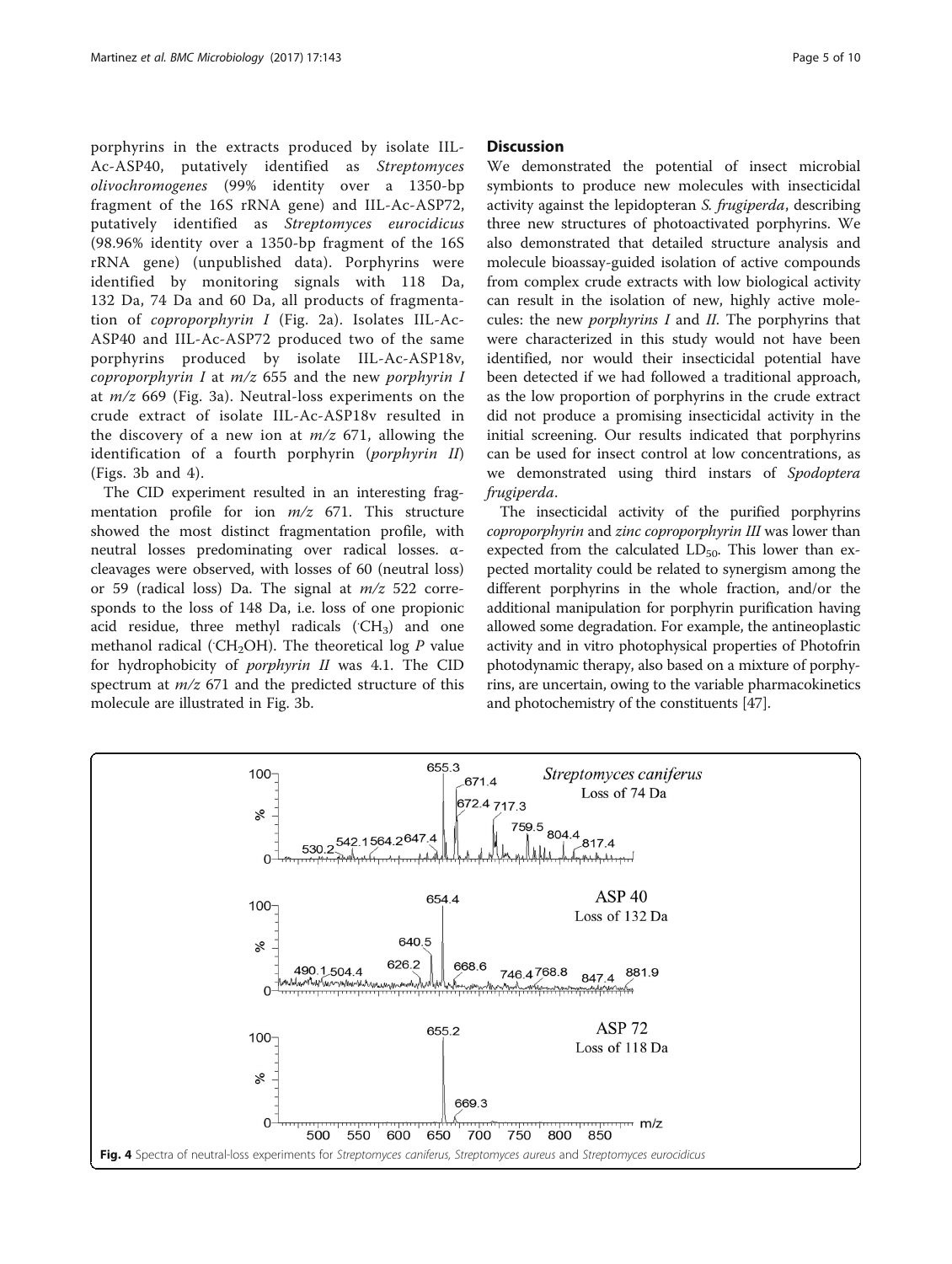porphyrins in the extracts produced by isolate IIL-Ac-ASP40, putatively identified as *Streptomyces olivochromogenes* (99% identity over a 1350-bp fragment of the 16S rRNA gene) and IIL-Ac-ASP72, putatively identified as *Streptomyces eurocidicus* (98.96% identity over a 1350-bp fragment of the 16S rRNA gene) (unpublished data). Porphyrins were identified by monitoring signals with 118 Da, 132 Da, 74 Da and 60 Da, all products of fragmentation of *coproporphyrin I* (Fig. 2a). Isolates IIL-Ac-ASP40 and IIL-Ac-ASP72 produced two of the same porphyrins produced by isolate IIL-Ac-ASP18v, *coproporphyrin I* at $m/z$ 655 and the new *porphyrin I* at $m/z$ 669 (Fig. 3a). Neutral-loss experiments on the crude extract of isolate IIL-Ac-ASP18v resulted in the discovery of a new ion at $m/z$ 671, allowing the identification of a fourth porphyrin (*porphyrin II*) (Figs. 3b and 4).

The CID experiment resulted in an interesting fragmentation profile for ion $m/z$ 671. This structure showed the most distinct fragmentation profile, with neutral losses predominating over radical losses. α-cleavages were observed, with losses of 60 (neutral loss) or 59 (radical loss) Da. The signal at $m/z$ 522 corresponds to the loss of 148 Da, i.e. loss of one propionic acid residue, three methyl radicals ($^{\cdot}CH_3$) and one methanol radical ($^{\cdot}CH_2OH$). The theoretical log *P* value for hydrophobicity of *porphyrin II* was 4.1. The CID spectrum at $m/z$ 671 and the predicted structure of this molecule are illustrated in Fig. 3b.

## Discussion

We demonstrated the potential of insect microbial symbionts to produce new molecules with insecticidal activity against the lepidopteran *S. frugiperda*, describing three new structures of photoactivated porphyrins. We also demonstrated that detailed structure analysis and molecule bioassay-guided isolation of active compounds from complex crude extracts with low biological activity can result in the isolation of new, highly active molecules: the new *porphyrins I* and *II*. The porphyrins that were characterized in this study would not have been identified, nor would their insecticidal potential have been detected if we had followed a traditional approach, as the low proportion of porphyrins in the crude extract did not produce a promising insecticidal activity in the initial screening. Our results indicated that porphyrins can be used for insect control at low concentrations, as we demonstrated using third instars of *Spodoptera frugiperda*.

The insecticidal activity of the purified porphyrins *coproporphyrin* and *zinc coproporphyrin III* was lower than expected from the calculated $LD_{50}$. This lower than expected mortality could be related to synergism among the different porphyrins in the whole fraction, and/or the additional manipulation for porphyrin purification having allowed some degradation. For example, the antineoplastic activity and in vitro photophysical properties of Photofrin photodynamic therapy, also based on a mixture of porphyrins, are uncertain, owing to the variable pharmacokinetics and photochemistry of the constituents [47].

**Fig. 4** Spectra of neutral-loss experiments for *Streptomyces caniferus*, *Streptomyces aureus* and *Streptomyces eurocidicus*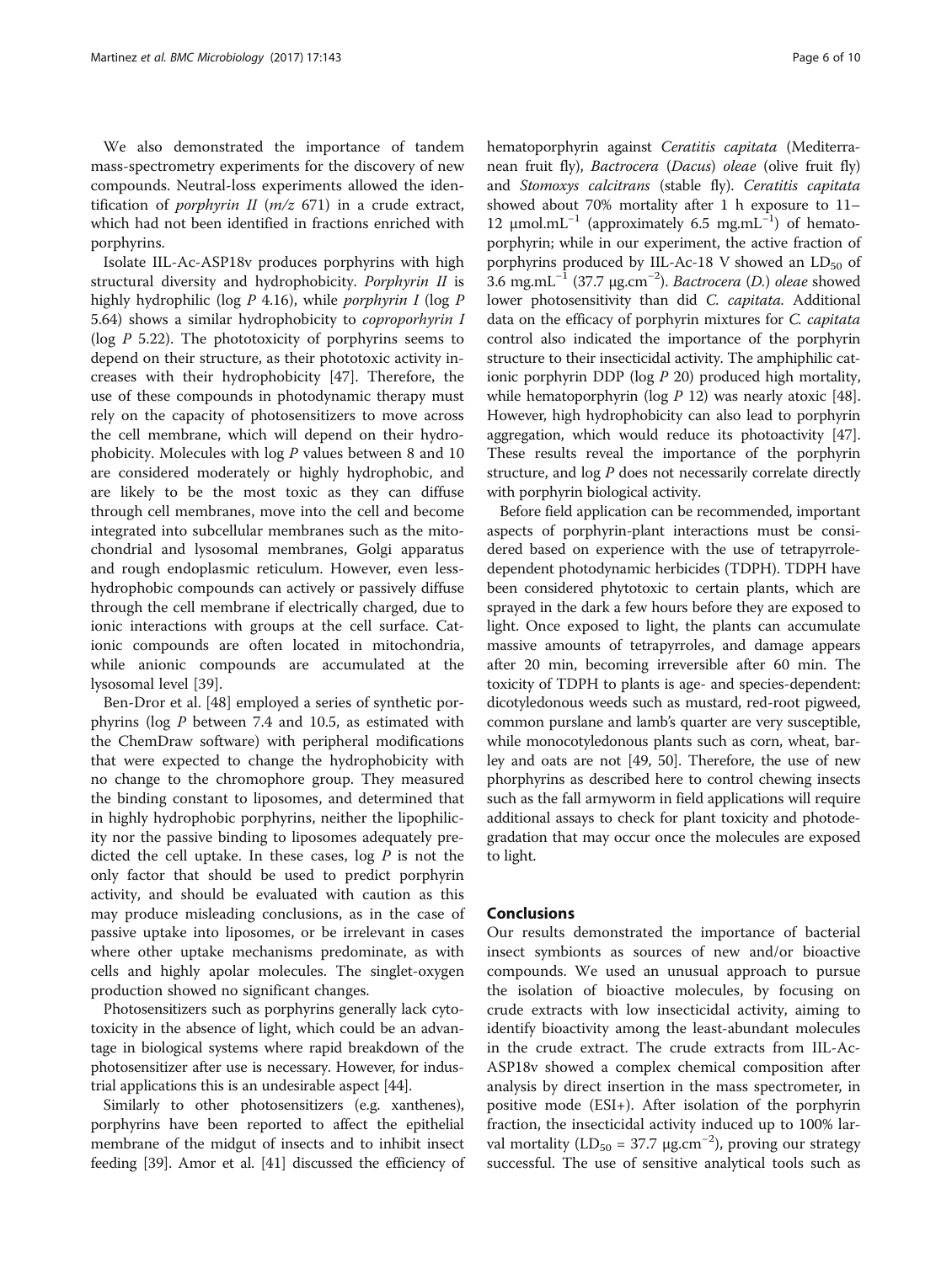We also demonstrated the importance of tandem mass-spectrometry experiments for the discovery of new compounds. Neutral-loss experiments allowed the identification of *porphyrin II* ($m/z$ 671) in a crude extract, which had not been identified in fractions enriched with porphyrins.

Isolate IIL-Ac-ASP18v produces porphyrins with high structural diversity and hydrophobicity. *Porphyrin II* is highly hydrophilic (log *P* 4.16), while *porphyrin I* (log *P* 5.64) shows a similar hydrophobicity to *coproporhyrin I* (log *P* 5.22). The phototoxicity of porphyrins seems to depend on their structure, as their phototoxic activity increases with their hydrophobicity [47]. Therefore, the use of these compounds in photodynamic therapy must rely on the capacity of photosensitizers to move across the cell membrane, which will depend on their hydrophobicity. Molecules with log *P* values between 8 and 10 are considered moderately or highly hydrophobic, and are likely to be the most toxic as they can diffuse through cell membranes, move into the cell and become integrated into subcellular membranes such as the mitochondrial and lysosomal membranes, Golgi apparatus and rough endoplasmic reticulum. However, even less-hydrophobic compounds can actively or passively diffuse through the cell membrane if electrically charged, due to ionic interactions with groups at the cell surface. Cationic compounds are often located in mitochondria, while anionic compounds are accumulated at the lysosomal level [39].

Ben-Dror et al. [48] employed a series of synthetic porphyrins (log *P* between 7.4 and 10.5, as estimated with the ChemDraw software) with peripheral modifications that were expected to change the hydrophobicity with no change to the chromophore group. They measured the binding constant to liposomes, and determined that in highly hydrophobic porphyrins, neither the lipophilicity nor the passive binding to liposomes adequately predicted the cell uptake. In these cases, log *P* is not the only factor that should be used to predict porphyrin activity, and should be evaluated with caution as this may produce misleading conclusions, as in the case of passive uptake into liposomes, or be irrelevant in cases where other uptake mechanisms predominate, as with cells and highly apolar molecules. The singlet-oxygen production showed no significant changes.

Photosensitizers such as porphyrins generally lack cytotoxicity in the absence of light, which could be an advantage in biological systems where rapid breakdown of the photosensitizer after use is necessary. However, for industrial applications this is an undesirable aspect [44].

Similarly to other photosensitizers (e.g. xanthenes), porphyrins have been reported to affect the epithelial membrane of the midgut of insects and to inhibit insect feeding [39]. Amor et al. [41] discussed the efficiency of hematoporphyrin against *Ceratitis capitata* (Mediterranean fruit fly), *Bactrocera* (*Dacus*) *oleae* (olive fruit fly) and *Stomoxys calcitrans* (stable fly). *Ceratitis capitata* showed about 70% mortality after 1 h exposure to 11–12 $\mu mol.mL^{-1}$ (approximately 6.5 $mg.mL^{-1}$) of hematoporphyrin; while in our experiment, the active fraction of porphyrins produced by IIL-Ac-18 V showed an $LD_{50}$ of 3.6 $mg.mL^{-1}$ (37.7 $\mu g.cm^{-2}$). *Bactrocera* (*D.*) *oleae* showed lower photosensitivity than did *C. capitata.* Additional data on the efficacy of porphyrin mixtures for *C. capitata* control also indicated the importance of the porphyrin structure to their insecticidal activity. The amphiphilic cationic porphyrin DDP (log *P* 20) produced high mortality, while hematoporphyrin (log *P* 12) was nearly atoxic [48]. However, high hydrophobicity can also lead to porphyrin aggregation, which would reduce its photoactivity [47]. These results reveal the importance of the porphyrin structure, and log *P* does not necessarily correlate directly with porphyrin biological activity.

Before field application can be recommended, important aspects of porphyrin-plant interactions must be considered based on experience with the use of tetrapyrrole-dependent photodynamic herbicides (TDPH). TDPH have been considered phytotoxic to certain plants, which are sprayed in the dark a few hours before they are exposed to light. Once exposed to light, the plants can accumulate massive amounts of tetrapyrroles, and damage appears after 20 min, becoming irreversible after 60 min. The toxicity of TDPH to plants is age- and species-dependent: dicotyledonous weeds such as mustard, red-root pigweed, common purslane and lamb's quarter are very susceptible, while monocotyledonous plants such as corn, wheat, barley and oats are not [49, 50]. Therefore, the use of new phorphyrins as described here to control chewing insects such as the fall armyworm in field applications will require additional assays to check for plant toxicity and photodegradation that may occur once the molecules are exposed to light.

## Conclusions

Our results demonstrated the importance of bacterial insect symbionts as sources of new and/or bioactive compounds. We used an unusual approach to pursue the isolation of bioactive molecules, by focusing on crude extracts with low insecticidal activity, aiming to identify bioactivity among the least-abundant molecules in the crude extract. The crude extracts from IIL-Ac-ASP18v showed a complex chemical composition after analysis by direct insertion in the mass spectrometer, in positive mode (ESI+). After isolation of the porphyrin fraction, the insecticidal activity induced up to 100% larval mortality ($LD_{50}$ = 37.7 $\mu g.cm^{-2}$), proving our strategy successful. The use of sensitive analytical tools such as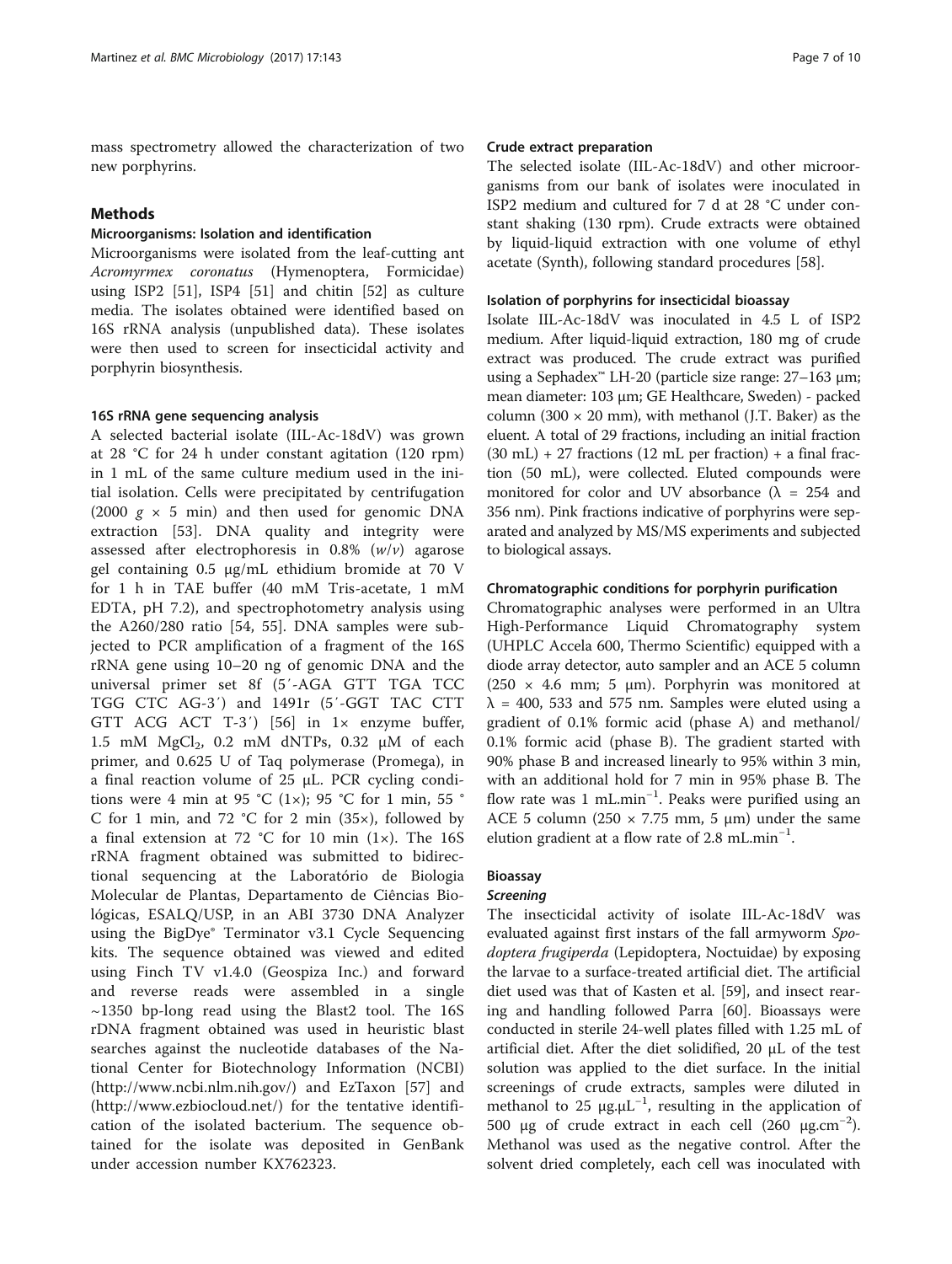mass spectrometry allowed the characterization of two new porphyrins.

## Methods

### Microorganisms: Isolation and identification

Microorganisms were isolated from the leaf-cutting ant *Acromyrmex coronatus* (Hymenoptera, Formicidae) using ISP2 [51], ISP4 [51] and chitin [52] as culture media. The isolates obtained were identified based on 16S rRNA analysis (unpublished data). These isolates were then used to screen for insecticidal activity and porphyrin biosynthesis.

### 16S rRNA gene sequencing analysis

A selected bacterial isolate (IIL-Ac-18dV) was grown at 28 °C for 24 h under constant agitation (120 rpm) in 1 mL of the same culture medium used in the initial isolation. Cells were precipitated by centrifugation (2000 $g$ × 5 min) and then used for genomic DNA extraction [53]. DNA quality and integrity were assessed after electrophoresis in 0.8% ($w/v$) agarose gel containing 0.5 μg/mL ethidium bromide at 70 V for 1 h in TAE buffer (40 mM Tris-acetate, 1 mM EDTA, pH 7.2), and spectrophotometry analysis using the A260/280 ratio [54, 55]. DNA samples were subjected to PCR amplification of a fragment of the 16S rRNA gene using 10–20 ng of genomic DNA and the universal primer set 8f (5′-AGA GTT TGA TCC TGG CTC AG-3′) and 1491r (5′-GGT TAC CTT GTT ACG ACT T-3′) [56] in 1× enzyme buffer, 1.5 mM $MgCl_2$, 0.2 mM dNTPs, 0.32 μM of each primer, and 0.625 U of Taq polymerase (Promega), in a final reaction volume of 25 μL. PCR cycling conditions were 4 min at 95 °C (1×); 95 °C for 1 min, 55 °C for 1 min, and 72 °C for 2 min (35×), followed by a final extension at 72 °C for 10 min (1×). The 16S rRNA fragment obtained was submitted to bidirectional sequencing at the Laboratório de Biologia Molecular de Plantas, Departamento de Ciências Biológicas, ESALQ/USP, in an ABI 3730 DNA Analyzer using the BigDye® Terminator v3.1 Cycle Sequencing kits. The sequence obtained was viewed and edited using Finch TV v1.4.0 (Geospiza Inc.) and forward and reverse reads were assembled in a single ~1350 bp-long read using the Blast2 tool. The 16S rDNA fragment obtained was used in heuristic blast searches against the nucleotide databases of the National Center for Biotechnology Information (NCBI) (http://www.ncbi.nlm.nih.gov/) and EzTaxon [57] and (http://www.ezbiocloud.net/) for the tentative identification of the isolated bacterium. The sequence obtained for the isolate was deposited in GenBank under accession number KX762323.

### Crude extract preparation

The selected isolate (IIL-Ac-18dV) and other microorganisms from our bank of isolates were inoculated in ISP2 medium and cultured for 7 d at 28 °C under constant shaking (130 rpm). Crude extracts were obtained by liquid-liquid extraction with one volume of ethyl acetate (Synth), following standard procedures [58].

### Isolation of porphyrins for insecticidal bioassay

Isolate IIL-Ac-18dV was inoculated in 4.5 L of ISP2 medium. After liquid-liquid extraction, 180 mg of crude extract was produced. The crude extract was purified using a Sephadex™ LH-20 (particle size range: 27–163 μm; mean diameter: 103 μm; GE Healthcare, Sweden) - packed column (300 × 20 mm), with methanol (J.T. Baker) as the eluent. A total of 29 fractions, including an initial fraction (30 mL) + 27 fractions (12 mL per fraction) + a final fraction (50 mL), were collected. Eluted compounds were monitored for color and UV absorbance (λ = 254 and 356 nm). Pink fractions indicative of porphyrins were separated and analyzed by MS/MS experiments and subjected to biological assays.

### Chromatographic conditions for porphyrin purification

Chromatographic analyses were performed in an Ultra High-Performance Liquid Chromatography system (UHPLC Accela 600, Thermo Scientific) equipped with a diode array detector, auto sampler and an ACE 5 column (250 × 4.6 mm; 5 μm). Porphyrin was monitored at λ = 400, 533 and 575 nm. Samples were eluted using a gradient of 0.1% formic acid (phase A) and methanol/0.1% formic acid (phase B). The gradient started with 90% phase B and increased linearly to 95% within 3 min, with an additional hold for 7 min in 95% phase B. The flow rate was 1 $mL.min^{-1}$. Peaks were purified using an ACE 5 column (250 × 7.75 mm, 5 μm) under the same elution gradient at a flow rate of 2.8 $mL.min^{-1}$.

### Bioassay

#### *Screening*

The insecticidal activity of isolate IIL-Ac-18dV was evaluated against first instars of the fall armyworm *Spodoptera frugiperda* (Lepidoptera, Noctuidae) by exposing the larvae to a surface-treated artificial diet. The artificial diet used was that of Kasten et al. [59], and insect rearing and handling followed Parra [60]. Bioassays were conducted in sterile 24-well plates filled with 1.25 mL of artificial diet. After the diet solidified, 20 μL of the test solution was applied to the diet surface. In the initial screenings of crude extracts, samples were diluted in methanol to 25 $\mu g.\mu L^{-1}$, resulting in the application of 500 μg of crude extract in each cell (260 $\mu g.cm^{-2}$). Methanol was used as the negative control. After the solvent dried completely, each cell was inoculated with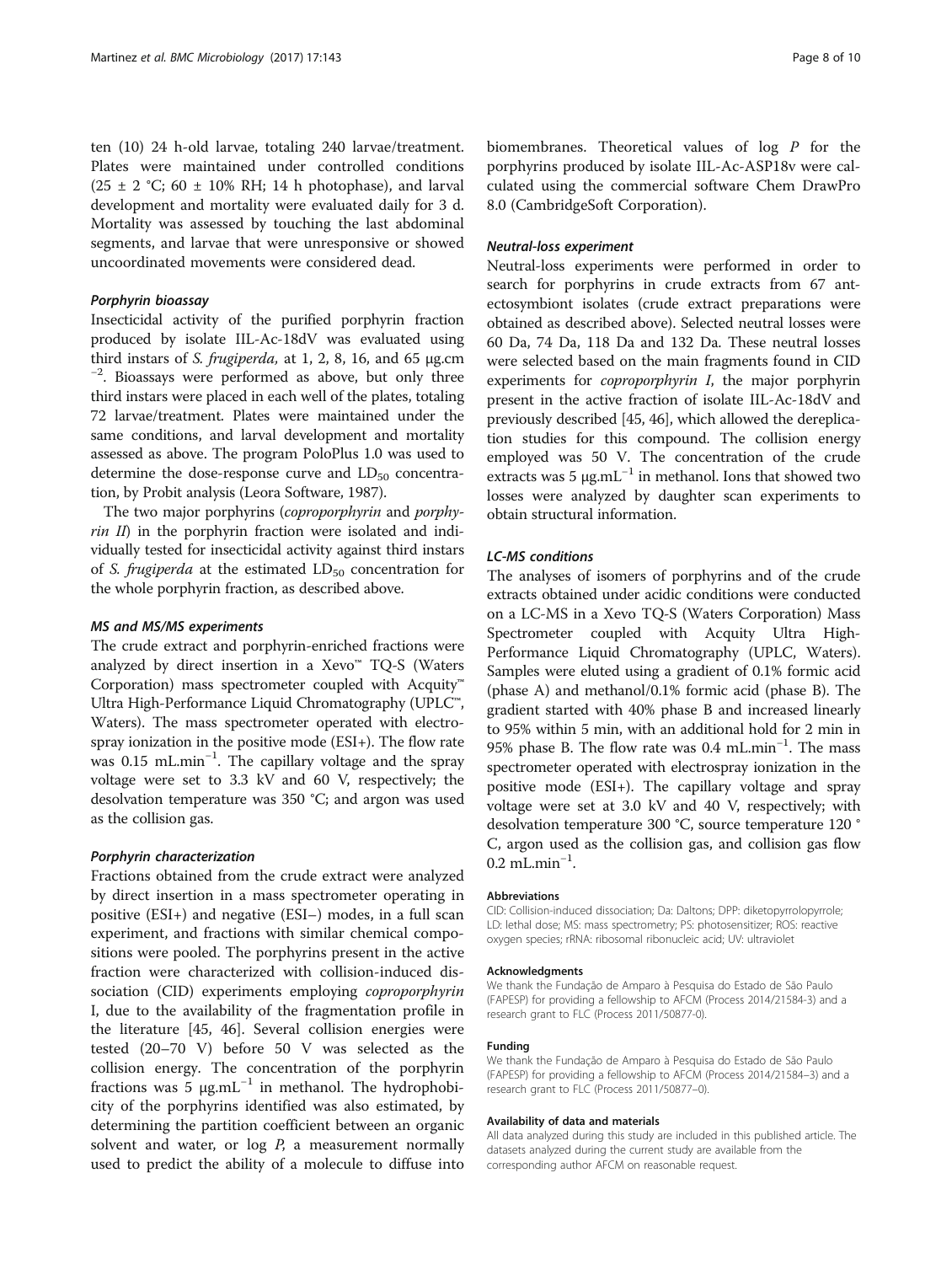ten (10) 24 h-old larvae, totaling 240 larvae/treatment. Plates were maintained under controlled conditions (25 ± 2 °C; 60 ± 10% RH; 14 h photophase), and larval development and mortality were evaluated daily for 3 d. Mortality was assessed by touching the last abdominal segments, and larvae that were unresponsive or showed uncoordinated movements were considered dead.

#### Porphyrin bioassay

Insecticidal activity of the purified porphyrin fraction produced by isolate IIL-Ac-18dV was evaluated using third instars of *S. frugiperda*, at 1, 2, 8, 16, and 65 μg.cm$^{-2}$. Bioassays were performed as above, but only three third instars were placed in each well of the plates, totaling 72 larvae/treatment. Plates were maintained under the same conditions, and larval development and mortality assessed as above. The program PoloPlus 1.0 was used to determine the dose-response curve and $LD_{50}$ concentration, by Probit analysis (Leora Software, 1987).

The two major porphyrins (*coproporphyrin* and *porphyrin II*) in the porphyrin fraction were isolated and individually tested for insecticidal activity against third instars of *S. frugiperda* at the estimated $LD_{50}$ concentration for the whole porphyrin fraction, as described above.

#### MS and MS/MS experiments

The crude extract and porphyrin-enriched fractions were analyzed by direct insertion in a Xevo™ TQ-S (Waters Corporation) mass spectrometer coupled with Acquity™ Ultra High-Performance Liquid Chromatography (UPLC™, Waters). The mass spectrometer operated with electrospray ionization in the positive mode (ESI+). The flow rate was 0.15 mL.min$^{-1}$. The capillary voltage and the spray voltage were set to 3.3 kV and 60 V, respectively; the desolvation temperature was 350 °C; and argon was used as the collision gas.

#### Porphyrin characterization

Fractions obtained from the crude extract were analyzed by direct insertion in a mass spectrometer operating in positive (ESI+) and negative (ESI−) modes, in a full scan experiment, and fractions with similar chemical compositions were pooled. The porphyrins present in the active fraction were characterized with collision-induced dissociation (CID) experiments employing *coproporphyrin* I, due to the availability of the fragmentation profile in the literature [45, 46]. Several collision energies were tested (20–70 V) before 50 V was selected as the collision energy. The concentration of the porphyrin fractions was 5 μg.mL$^{-1}$ in methanol. The hydrophobicity of the porphyrins identified was also estimated, by determining the partition coefficient between an organic solvent and water, or log *P*, a measurement normally used to predict the ability of a molecule to diffuse into biomembranes. Theoretical values of log *P* for the porphyrins produced by isolate IIL-Ac-ASP18v were calculated using the commercial software Chem DrawPro 8.0 (CambridgeSoft Corporation).

#### Neutral-loss experiment

Neutral-loss experiments were performed in order to search for porphyrins in crude extracts from 67 ant-ectosymbiont isolates (crude extract preparations were obtained as described above). Selected neutral losses were 60 Da, 74 Da, 118 Da and 132 Da. These neutral losses were selected based on the main fragments found in CID experiments for *coproporphyrin I*, the major porphyrin present in the active fraction of isolate IIL-Ac-18dV and previously described [45, 46], which allowed the dereplication studies for this compound. The collision energy employed was 50 V. The concentration of the crude extracts was 5 μg.mL$^{-1}$ in methanol. Ions that showed two losses were analyzed by daughter scan experiments to obtain structural information.

#### LC-MS conditions

The analyses of isomers of porphyrins and of the crude extracts obtained under acidic conditions were conducted on a LC-MS in a Xevo TQ-S (Waters Corporation) Mass Spectrometer coupled with Acquity Ultra High-Performance Liquid Chromatography (UPLC, Waters). Samples were eluted using a gradient of 0.1% formic acid (phase A) and methanol/0.1% formic acid (phase B). The gradient started with 40% phase B and increased linearly to 95% within 5 min, with an additional hold for 2 min in 95% phase B. The flow rate was 0.4 mL.min$^{-1}$. The mass spectrometer operated with electrospray ionization in the positive mode (ESI+). The capillary voltage and spray voltage were set at 3.0 kV and 40 V, respectively; with desolvation temperature 300 °C, source temperature 120 °C, argon used as the collision gas, and collision gas flow 0.2 mL.min$^{-1}$.

#### Abbreviations

CID: Collision-induced dissociation; Da: Daltons; DPP: diketopyrrolopyrrole; LD: lethal dose; MS: mass spectrometry; PS: photosensitizer; ROS: reactive oxygen species; rRNA: ribosomal ribonucleic acid; UV: ultraviolet

#### Acknowledgments

We thank the Fundação de Amparo à Pesquisa do Estado de São Paulo (FAPESP) for providing a fellowship to AFCM (Process 2014/21584-3) and a research grant to FLC (Process 2011/50877-0).

#### Funding

We thank the Fundação de Amparo à Pesquisa do Estado de São Paulo (FAPESP) for providing a fellowship to AFCM (Process 2014/21584–3) and a research grant to FLC (Process 2011/50877–0).

#### Availability of data and materials

All data analyzed during this study are included in this published article. The datasets analyzed during the current study are available from the corresponding author AFCM on reasonable request.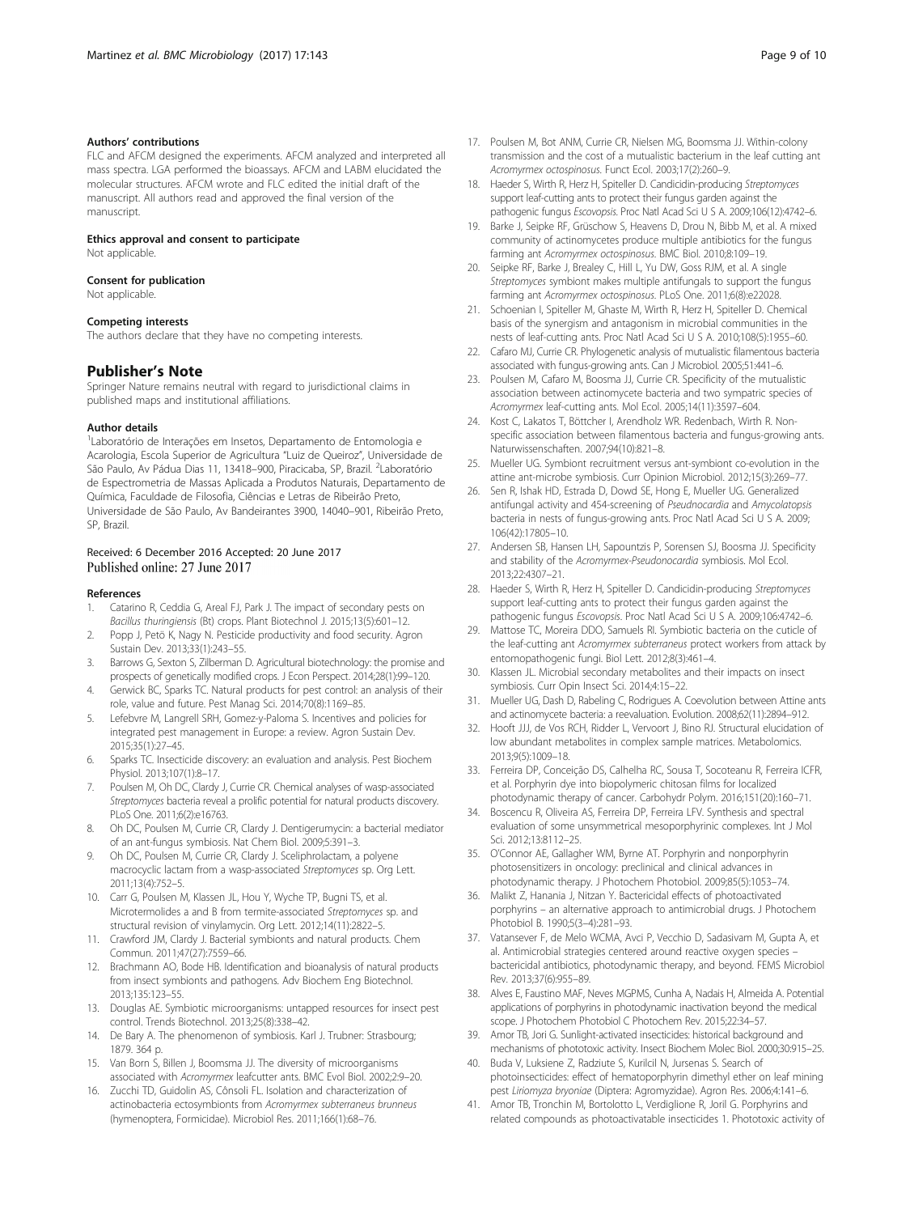#### Authors' contributions

FLC and AFCM designed the experiments. AFCM analyzed and interpreted all mass spectra. LGA performed the bioassays. AFCM and LABM elucidated the molecular structures. AFCM wrote and FLC edited the initial draft of the manuscript. All authors read and approved the final version of the manuscript.

#### Ethics approval and consent to participate

Not applicable.

#### Consent for publication

Not applicable.

#### Competing interests

The authors declare that they have no competing interests.

## Publisher's Note

Springer Nature remains neutral with regard to jurisdictional claims in published maps and institutional affiliations.

#### Author details

[1]Laboratório de Interações em Insetos, Departamento de Entomologia e Acarologia, Escola Superior de Agricultura "Luiz de Queiroz", Universidade de São Paulo, Av Pádua Dias 11, 13418–900, Piracicaba, SP, Brazil. [2]Laboratório de Espectrometria de Massas Aplicada a Produtos Naturais, Departamento de Química, Faculdade de Filosofia, Ciências e Letras de Ribeirão Preto, Universidade de São Paulo, Av Bandeirantes 3900, 14040–901, Ribeirão Preto, SP, Brazil.

Received: 6 December 2016 Accepted: 20 June 2017
Published online: 27 June 2017

#### References

1. Catarino R, Ceddia G, Areal FJ, Park J. The impact of secondary pests on *Bacillus thuringiensis* (Bt) crops. Plant Biotechnol J. 2015;13(5):601–12.
2. Popp J, Petö K, Nagy N. Pesticide productivity and food security. Agron Sustain Dev. 2013;33(1):243–55.
3. Barrows G, Sexton S, Zilberman D. Agricultural biotechnology: the promise and prospects of genetically modified crops. J Econ Perspect. 2014;28(1):99–120.
4. Gerwick BC, Sparks TC. Natural products for pest control: an analysis of their role, value and future. Pest Manag Sci. 2014;70(8):1169–85.
5. Lefebvre M, Langrell SRH, Gomez-y-Paloma S. Incentives and policies for integrated pest management in Europe: a review. Agron Sustain Dev. 2015;35(1):27–45.
6. Sparks TC. Insecticide discovery: an evaluation and analysis. Pest Biochem Physiol. 2013;107(1):8–17.
7. Poulsen M, Oh DC, Clardy J, Currie CR. Chemical analyses of wasp-associated *Streptomyces* bacteria reveal a prolific potential for natural products discovery. PLoS One. 2011;6(2):e16763.
8. Oh DC, Poulsen M, Currie CR, Clardy J. Dentigerumycin: a bacterial mediator of an ant-fungus symbiosis. Nat Chem Biol. 2009;5:391–3.
9. Oh DC, Poulsen M, Currie CR, Clardy J. Sceliphrolactam, a polyene macrocyclic lactam from a wasp-associated *Streptomyces* sp. Org Lett. 2011;13(4):752–5.
10. Carr G, Poulsen M, Klassen JL, Hou Y, Wyche TP, Bugni TS, et al. Microtermolides a and B from termite-associated *Streptomyces* sp. and structural revision of vinylamycin. Org Lett. 2012;14(11):2822–5.
11. Crawford JM, Clardy J. Bacterial symbionts and natural products. Chem Commun. 2011;47(27):7559–66.
12. Brachmann AO, Bode HB. Identification and bioanalysis of natural products from insect symbionts and pathogens. Adv Biochem Eng Biotechnol. 2013;135:123–55.
13. Douglas AE. Symbiotic microorganisms: untapped resources for insect pest control. Trends Biotechnol. 2013;25(8):338–42.
14. De Bary A. The phenomenon of symbiosis. Karl J. Trubner: Strasbourg; 1879. 364 p.
15. Van Born S, Billen J, Boomsma JJ. The diversity of microorganisms associated with *Acromyrmex* leafcutter ants. BMC Evol Biol. 2002;2:9–20.
16. Zucchi TD, Guidolin AS, Cônsoli FL. Isolation and characterization of actinobacteria ectosymbionts from *Acromyrmex subterraneus brunneus* (hymenoptera, Formicidae). Microbiol Res. 2011;166(1):68–76.
17. Poulsen M, Bot ANM, Currie CR, Nielsen MG, Boomsma JJ. Within-colony transmission and the cost of a mutualistic bacterium in the leaf cutting ant *Acromyrmex octospinosus*. Funct Ecol. 2003;17(2):260–9.
18. Haeder S, Wirth R, Herz H, Spiteller D. Candicidin-producing *Streptomyces* support leaf-cutting ants to protect their fungus garden against the pathogenic fungus *Escovopsis*. Proc Natl Acad Sci U S A. 2009;106(12):4742–6.
19. Barke J, Seipke RF, Grüschow S, Heavens D, Drou N, Bibb M, et al. A mixed community of actinomycetes produce multiple antibiotics for the fungus farming ant *Acromyrmex octospinosus*. BMC Biol. 2010;8:109–19.
20. Seipke RF, Barke J, Brealey C, Hill L, Yu DW, Goss RJM, et al. A single *Streptomyces* symbiont makes multiple antifungals to support the fungus farming ant *Acromyrmex octospinosus*. PLoS One. 2011;6(8):e22028.
21. Schoenian I, Spiteller M, Ghaste M, Wirth R, Herz H, Spiteller D. Chemical basis of the synergism and antagonism in microbial communities in the nests of leaf-cutting ants. Proc Natl Acad Sci U S A. 2010;108(5):1955–60.
22. Cafaro MJ, Currie CR. Phylogenetic analysis of mutualistic filamentous bacteria associated with fungus-growing ants. Can J Microbiol. 2005;51:441–6.
23. Poulsen M, Cafaro M, Boosma JJ, Currie CR. Specificity of the mutualistic association between actinomycete bacteria and two sympatric species of *Acromyrmex* leaf-cutting ants. Mol Ecol. 2005;14(11):3597–604.
24. Kost C, Lakatos T, Böttcher I, Arendholz WR. Redenbach, Wirth R. Non-specific association between filamentous bacteria and fungus-growing ants. Naturwissenschaften. 2007;94(10):821–8.
25. Mueller UG. Symbiont recruitment versus ant-symbiont co-evolution in the attine ant-microbe symbiosis. Curr Opinion Microbiol. 2012;15(3):269–77.
26. Sen R, Ishak HD, Estrada D, Dowd SE, Hong E, Mueller UG. Generalized antifungal activity and 454-screening of *Pseudnocardia* and *Amycolatopsis* bacteria in nests of fungus-growing ants. Proc Natl Acad Sci U S A. 2009; 106(42):17805–10.
27. Andersen SB, Hansen LH, Sapountzis P, Sorensen SJ, Boosma JJ. Specificity and stability of the *Acromyrmex-Pseudonocardia* symbiosis. Mol Ecol. 2013;22:4307–21.
28. Haeder S, Wirth R, Herz H, Spiteller D. Candicidin-producing *Streptomyces* support leaf-cutting ants to protect their fungus garden against the pathogenic fungus *Escovopsis*. Proc Natl Acad Sci U S A. 2009;106:4742–6.
29. Mattose TC, Moreira DDO, Samuels RI. Symbiotic bacteria on the cuticle of the leaf-cutting ant *Acromyrmex subterraneus* protect workers from attack by entomopathogenic fungi. Biol Lett. 2012;8(3):461–4.
30. Klassen JL. Microbial secondary metabolites and their impacts on insect symbiosis. Curr Opin Insect Sci. 2014;4:15–22.
31. Mueller UG, Dash D, Rabeling C, Rodrigues A. Coevolution between Attine ants and actinomycete bacteria: a reevaluation. Evolution. 2008;62(11):2894–912.
32. Hooft JJJ, de Vos RCH, Ridder L, Vervoort J, Bino RJ. Structural elucidation of low abundant metabolites in complex sample matrices. Metabolomics. 2013;9(5):1009–18.
33. Ferreira DP, Conceição DS, Calhelha RC, Sousa T, Socoteanu R, Ferreira ICFR, et al. Porphyrin dye into biopolymeric chitosan films for localized photodynamic therapy of cancer. Carbohydr Polym. 2016;151(20):160–71.
34. Boscencu R, Oliveira AS, Ferreira DP, Ferreira LFV. Synthesis and spectral evaluation of some unsymmetrical mesoporphyrinic complexes. Int J Mol Sci. 2012;13:8112–25.
35. O'Connor AE, Gallagher WM, Byrne AT. Porphyrin and nonporphyrin photosensitizers in oncology: preclinical and clinical advances in photodynamic therapy. J Photochem Photobiol. 2009;85(5):1053–74.
36. Malikt Z, Hanania J, Nitzan Y. Bactericidal effects of photoactivated porphyrins – an alternative approach to antimicrobial drugs. J Photochem Photobiol B. 1990;5(3–4):281–93.
37. Vatansever F, de Melo WCMA, Avci P, Vecchio D, Sadasivam M, Gupta A, et al. Antimicrobial strategies centered around reactive oxygen species – bactericidal antibiotics, photodynamic therapy, and beyond. FEMS Microbiol Rev. 2013;37(6):955–89.
38. Alves E, Faustino MAF, Neves MGPMS, Cunha A, Nadais H, Almeida A. Potential applications of porphyrins in photodynamic inactivation beyond the medical scope. J Photochem Photobiol C Photochem Rev. 2015;22:34–57.
39. Amor TB, Jori G. Sunlight-activated insecticides: historical background and mechanisms of phototoxic activity. Insect Biochem Molec Biol. 2000;30:915–25.
40. Buda V, Luksiene Z, Radziute S, Kurilcil N, Jursenas S. Search of photoinsecticides: effect of hematoporphyrin dimethyl ether on leaf mining pest *Liriomyza bryoniae* (Diptera: Agromyzidae). Agron Res. 2006;4:141–6.
41. Amor TB, Tronchin M, Bortolotto L, Verdiglione R, Joril G. Porphyrins and related compounds as photoactivatable insecticides 1. Phototoxic activity of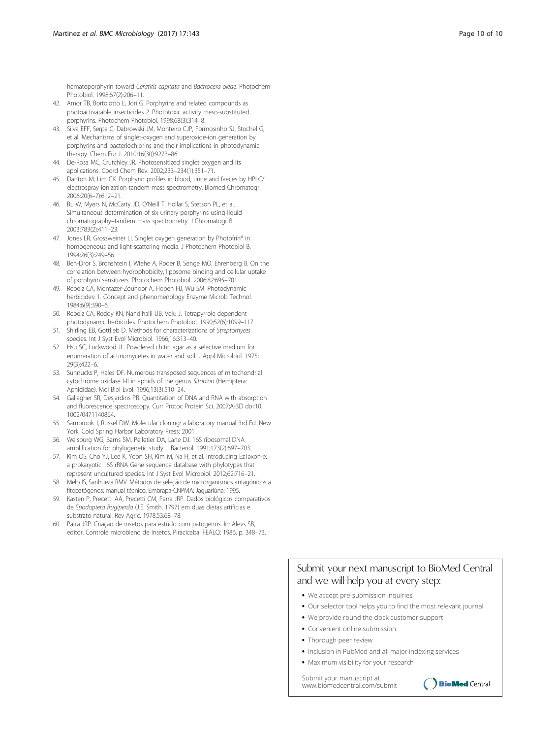hematoporphyrin toward *Ceratitis capitata* and *Bactrocera oleae*. Photochem Photobiol. 1998;67(2):206–11.

42. Amor TB, Bortolotto L, Jori G. Porphyrins and related compounds as photoactivatable insecticides 2. Phototoxic activity meso-substituted porphyrins. Photochem Photobiol. 1998;68(3):314–8.
43. Silva EFF, Serpa C, Dabrowski JM, Monteiro CJP, Formosinho SJ, Stochel G, et al. Mechanisms of singlet-oxygen and superoxide-ion generation by porphyrins and bacteriochlorins and their implications in photodynamic therapy. Chem Eur J. 2010;16(30):9273–86.
44. De-Rosa MC, Crutchley JR. Photosensitized singlet oxygen and its applications. Coord Chem Rev. 2002;233–234(1):351–71.
45. Danton M, Lim CK. Porphyrin profiles in blood, urine and faeces by HPLC/electrospray ionization tandem mass spectrometry. Biomed Chromatogr. 2006;20(6–7):612–21.
46. Bu W, Myers N, McCarty JD, O'Neill T, Hollar S, Stetson PL, et al. Simultaneous determination of six urinary porphyrins using liquid chromatography–tandem mass spectrometry. J Chromatogr B. 2003;783(2):411–23.
47. Jones LR, Grossweiner LI. Singlet oxygen generation by Photofrin® in homogeneous and light-scattering media. J Photochem Photobiol B. 1994;26(3):249–56.
48. Ben-Dror S, Bronshtein I, Wiehe A, Roder B, Senge MO, Ehrenberg B. On the correlation between hydrophobicity, liposome binding and cellular uptake of porphyrin sensitizers. Photochem Photobiol. 2006;82:695–701.
49. Rebeiz CA, Montazer-Zouhoor A, Hopen HJ, Wu SM. Photodynamic herbicides: 1. Concept and phenomenology Enzyme Microb Technol. 1984;6(9):390–6.
50. Rebeiz CA, Reddy KN, Nandihalli UB, Velu J. Tetrapyrrole dependent photodynamic herbicides. Photochem Photobiol. 1990;52(6):1099–117.
51. Shirling EB, Gottlieb D. Methods for characterizations of *Streptomyces* species. Int J Syst Evol Microbiol. 1966;16:313–40.
52. Hsu SC, Lockwood JL. Powdered chitin agar as a selective medium for enumeration of actinomycetes in water and soil. J Appl Microbiol. 1975; 29(3):422–6.
53. Sunnucks P, Hales DF. Numerous transposed sequences of mitochondrial cytochrome oxidase I-II in aphids of the genus *Sitobion* (Hemiptera: Aphididae). Mol Biol Evol. 1996;13(3):510–24.
54. Gallagher SR, Desjardins PR. Quantitation of DNA and RNA with absorption and fluorescence spectroscopy. Curr Protoc Protein Sci. 2007;A-3D doi:10.1002/0471140864.
55. Sambrook J, Russel DW. Molecular cloning: a laboratory manual 3rd Ed. New York: Cold Spring Harbor Laboratory Press; 2001.
56. Weisburg WG, Barns SM, Pelletier DA, Lane DJ. 16S ribosomal DNA amplification for phylogenetic study. J Bacteriol. 1991;173(2):697–703.
57. Kim OS, Cho YJ, Lee K, Yoon SH, Kim M, Na H, et al. Introducing EzTaxon-e: a prokaryotic 16S rRNA Gene sequence database with phylotypes that represent uncultured species. Int J Syst Evol Microbiol. 2012;62:716–21.
58. Melo IS, Sanhueza RMV. Métodos de seleção de microrganismos antagônicos a fitopatógenos: manual técnico. Embrapa-CNPMA: Jaguariúna; 1995.
59. Kasten P, Precetti AA, Precetti CM, Parra JRP. Dados biológicos comparativos de *Spodoptera frugiperda* (J.E. Smith, 1797) em duas dietas artificias e substrato natural. Rev Agric. 1978;53:68–78.
60. Parra JRP. Criação de insetos para estudo com patógenos. In: Alevs SB, editor. Controle microbiano de insetos. Piracicaba: FEALQ; 1986. p. 348–73.

Submit your next manuscript to BioMed Central and we will help you at every step:

- We accept pre-submission inquiries
- Our selector tool helps you to find the most relevant journal
- We provide round the clock customer support
- Convenient online submission
- Thorough peer review
- Inclusion in PubMed and all major indexing services
- Maximum visibility for your research

Submit your manuscript at
www.biomedcentral.com/submit

BioMed Central